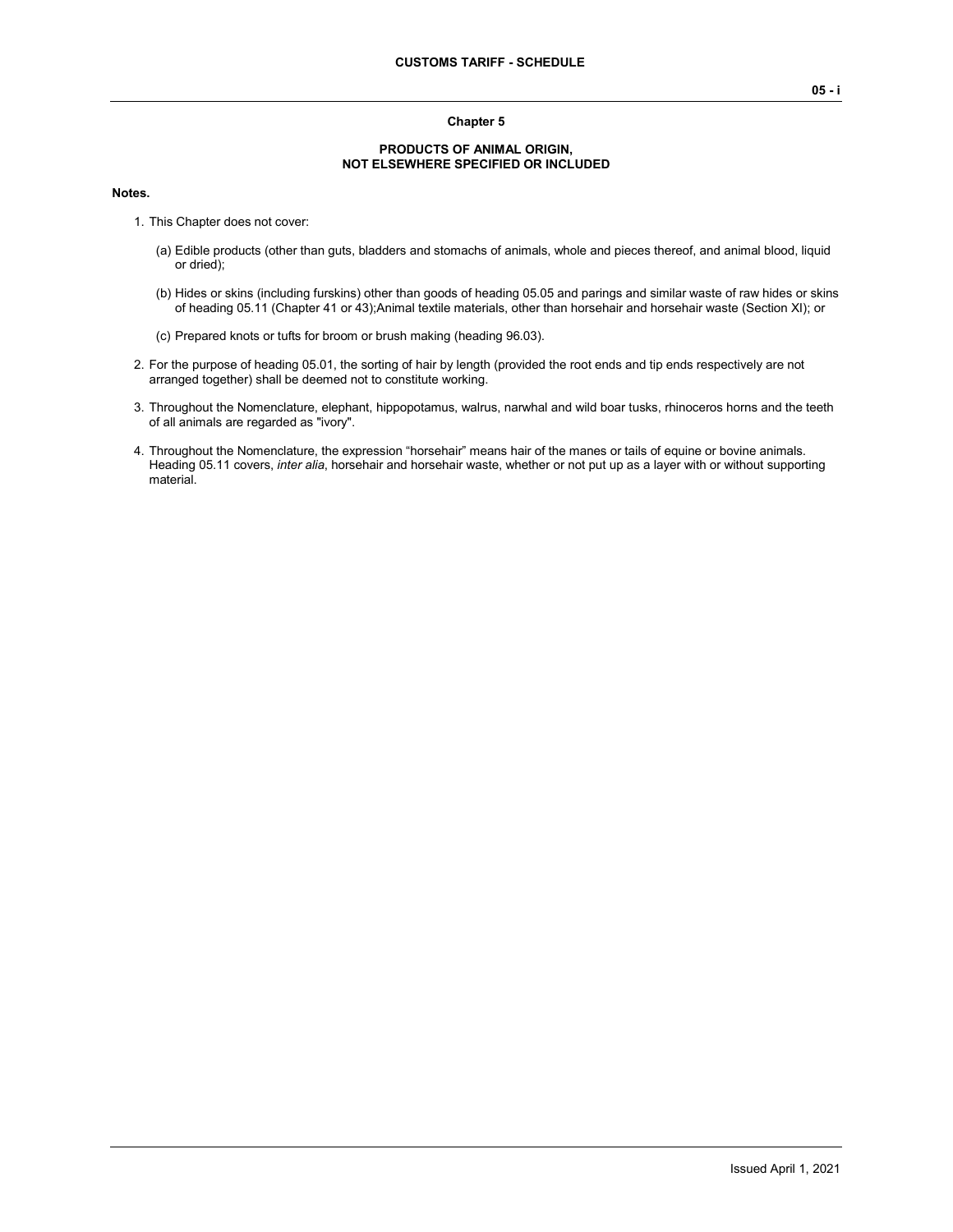## Chapter 5

## PRODUCTS OF ANIMAL ORIGIN, NOT ELSEWHERE SPECIFIED OR INCLUDED

**Notes.**

1. This Chapter does not cover:

   (a) Edible products (other than guts, bladders and stomachs of animals, whole and pieces thereof, and animal blood, liquid or dried);

   (b) Hides or skins (including furskins) other than goods of heading 05.05 and parings and similar waste of raw hides or skins of heading 05.11 (Chapter 41 or 43);Animal textile materials, other than horsehair and horsehair waste (Section XI); or

   (c) Prepared knots or tufts for broom or brush making (heading 96.03).

2. For the purpose of heading 05.01, the sorting of hair by length (provided the root ends and tip ends respectively are not arranged together) shall be deemed not to constitute working.

3. Throughout the Nomenclature, elephant, hippopotamus, walrus, narwhal and wild boar tusks, rhinoceros horns and the teeth of all animals are regarded as "ivory".

4. Throughout the Nomenclature, the expression “horsehair” means hair of the manes or tails of equine or bovine animals. Heading 05.11 covers, *inter alia*, horsehair and horsehair waste, whether or not put up as a layer with or without supporting material.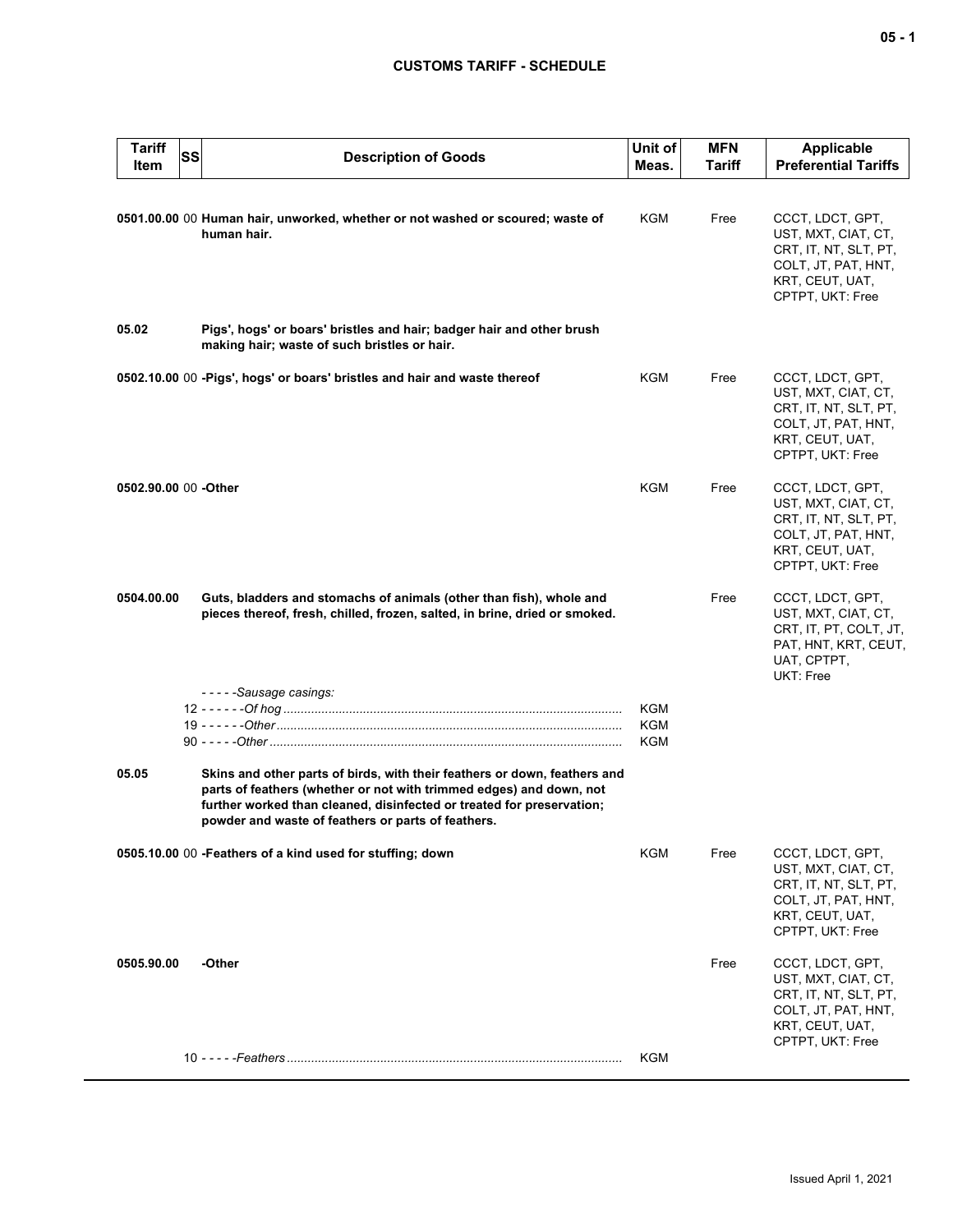# CUSTOMS TARIFF - SCHEDULE

| Tariff Item | SS | Description of Goods | Unit of Meas. | MFN Tariff | Applicable Preferential Tariffs |
|---|---|---|---|---|---|
| **0501.00.00** | 00 | **Human hair, unworked, whether or not washed or scoured; waste of human hair.** | KGM | Free | CCCT, LDCT, GPT, UST, MXT, CIAT, CT, CRT, IT, NT, SLT, PT, COLT, JT, PAT, HNT, KRT, CEUT, UAT, CPTPT, UKT: Free |
| **05.02** | | **Pigs', hogs' or boars' bristles and hair; badger hair and other brush making hair; waste of such bristles or hair.** | | | |
| **0502.10.00** | 00 | **-Pigs', hogs' or boars' bristles and hair and waste thereof** | KGM | Free | CCCT, LDCT, GPT, UST, MXT, CIAT, CT, CRT, IT, NT, SLT, PT, COLT, JT, PAT, HNT, KRT, CEUT, UAT, CPTPT, UKT: Free |
| **0502.90.00** | 00 | **-Other** | KGM | Free | CCCT, LDCT, GPT, UST, MXT, CIAT, CT, CRT, IT, NT, SLT, PT, COLT, JT, PAT, HNT, KRT, CEUT, UAT, CPTPT, UKT: Free |
| **0504.00.00** | | **Guts, bladders and stomachs of animals (other than fish), whole and pieces thereof, fresh, chilled, frozen, salted, in brine, dried or smoked.** | | Free | CCCT, LDCT, GPT, UST, MXT, CIAT, CT, CRT, IT, PT, COLT, JT, PAT, HNT, KRT, CEUT, UAT, CPTPT, UKT: Free |
| | | *- - - - -Sausage casings:* | | | |
| | | 12 *- - - - - -Of hog* | KGM | | |
| | | 19 *- - - - - -Other* | KGM | | |
| | | 90 *- - - - -Other* | KGM | | |
| **05.05** | | **Skins and other parts of birds, with their feathers or down, feathers and parts of feathers (whether or not with trimmed edges) and down, not further worked than cleaned, disinfected or treated for preservation; powder and waste of feathers or parts of feathers.** | | | |
| **0505.10.00** | 00 | **-Feathers of a kind used for stuffing; down** | KGM | Free | CCCT, LDCT, GPT, UST, MXT, CIAT, CT, CRT, IT, NT, SLT, PT, COLT, JT, PAT, HNT, KRT, CEUT, UAT, CPTPT, UKT: Free |
| **0505.90.00** | | **-Other** | | Free | CCCT, LDCT, GPT, UST, MXT, CIAT, CT, CRT, IT, NT, SLT, PT, COLT, JT, PAT, HNT, KRT, CEUT, UAT, CPTPT, UKT: Free |
| | | 10 *- - - - -Feathers* | KGM | | |

Issued April 1, 2021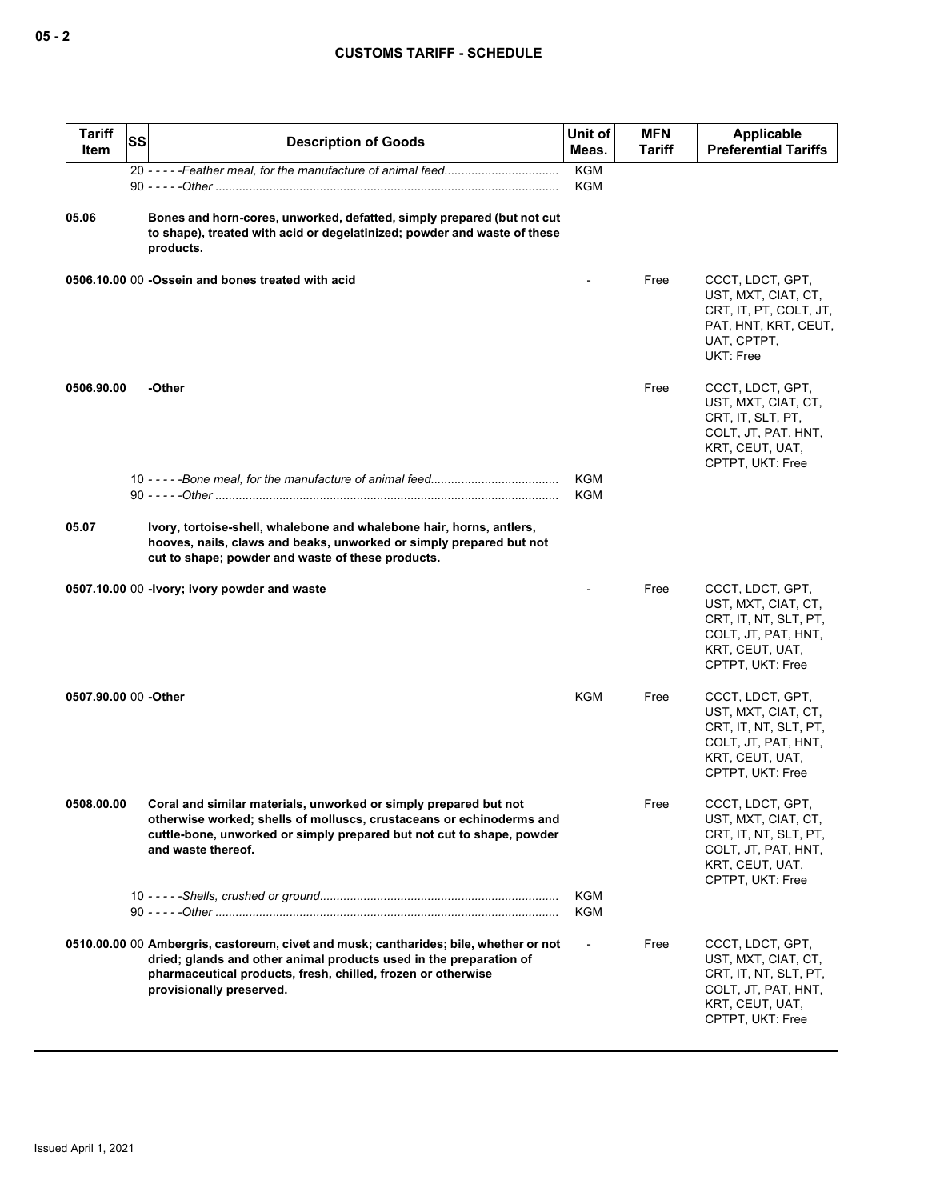## CUSTOMS TARIFF - SCHEDULE

| Tariff Item | SS | Description of Goods | Unit of Meas. | MFN Tariff | Applicable Preferential Tariffs |
|---|---|---|---|---|---|
| | | 20 - - - - -*Feather meal, for the manufacture of animal feed* | KGM | | |
| | | 90 - - - - -*Other* | KGM | | |
| **05.06** | | **Bones and horn-cores, unworked, defatted, simply prepared (but not cut to shape), treated with acid or degelatinized; powder and waste of these products.** | | | |
| **0506.10.00** | 00 | **-Ossein and bones treated with acid** | - | Free | CCCT, LDCT, GPT, UST, MXT, CIAT, CT, CRT, IT, PT, COLT, JT, PAT, HNT, KRT, CEUT, UAT, CPTPT, UKT: Free |
| **0506.90.00** | | **-Other** | | Free | CCCT, LDCT, GPT, UST, MXT, CIAT, CT, CRT, IT, SLT, PT, COLT, JT, PAT, HNT, KRT, CEUT, UAT, CPTPT, UKT: Free |
| | | 10 - - - - -*Bone meal, for the manufacture of animal feed* | KGM | | |
| | | 90 - - - - -*Other* | KGM | | |
| **05.07** | | **Ivory, tortoise-shell, whalebone and whalebone hair, horns, antlers, hooves, nails, claws and beaks, unworked or simply prepared but not cut to shape; powder and waste of these products.** | | | |
| **0507.10.00** | 00 | **-Ivory; ivory powder and waste** | - | Free | CCCT, LDCT, GPT, UST, MXT, CIAT, CT, CRT, IT, NT, SLT, PT, COLT, JT, PAT, HNT, KRT, CEUT, UAT, CPTPT, UKT: Free |
| **0507.90.00** | 00 | **-Other** | KGM | Free | CCCT, LDCT, GPT, UST, MXT, CIAT, CT, CRT, IT, NT, SLT, PT, COLT, JT, PAT, HNT, KRT, CEUT, UAT, CPTPT, UKT: Free |
| **0508.00.00** | | **Coral and similar materials, unworked or simply prepared but not otherwise worked; shells of molluscs, crustaceans or echinoderms and cuttle-bone, unworked or simply prepared but not cut to shape, powder and waste thereof.** | | Free | CCCT, LDCT, GPT, UST, MXT, CIAT, CT, CRT, IT, NT, SLT, PT, COLT, JT, PAT, HNT, KRT, CEUT, UAT, CPTPT, UKT: Free |
| | | 10 - - - - -*Shells, crushed or ground* | KGM | | |
| | | 90 - - - - -*Other* | KGM | | |
| **0510.00.00** | 00 | **Ambergris, castoreum, civet and musk; cantharides; bile, whether or not dried; glands and other animal products used in the preparation of pharmaceutical products, fresh, chilled, frozen or otherwise provisionally preserved.** | - | Free | CCCT, LDCT, GPT, UST, MXT, CIAT, CT, CRT, IT, NT, SLT, PT, COLT, JT, PAT, HNT, KRT, CEUT, UAT, CPTPT, UKT: Free |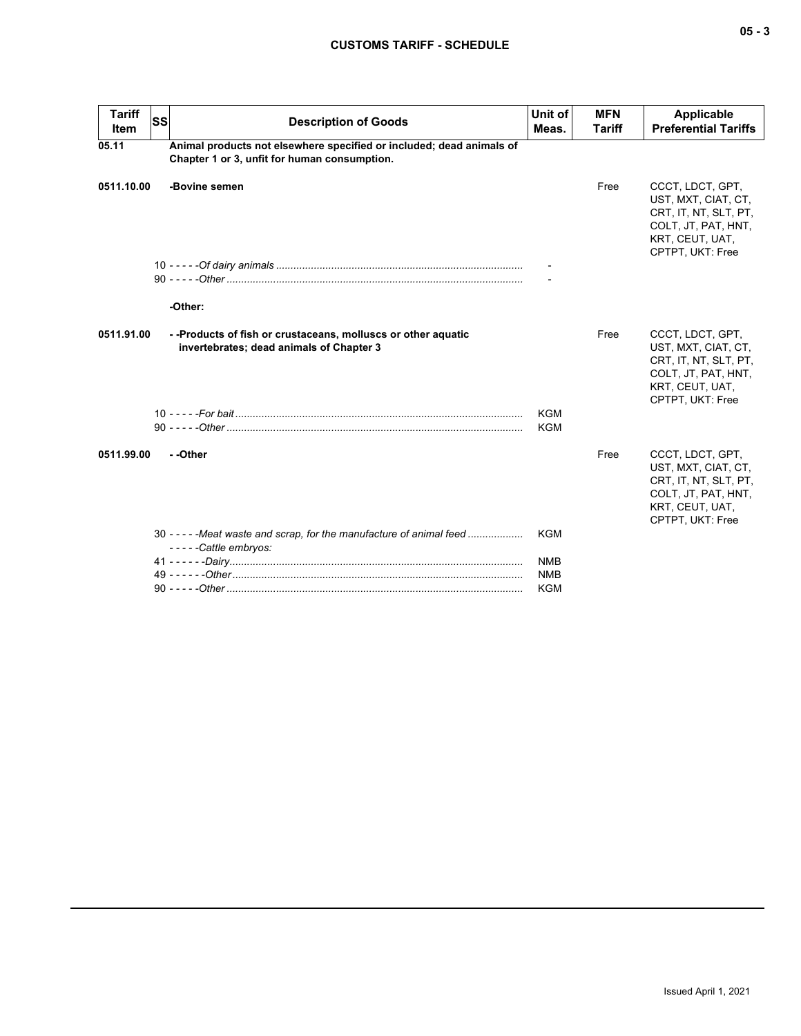| Tariff Item | SS | Description of Goods | Unit of Meas. | MFN Tariff | Applicable Preferential Tariffs |
|---|---|---|---|---|---|
| **05.11** | | **Animal products not elsewhere specified or included; dead animals of Chapter 1 or 3, unfit for human consumption.** | | | |
| **0511.10.00** | | **-Bovine semen** | | Free | CCCT, LDCT, GPT, UST, MXT, CIAT, CT, CRT, IT, NT, SLT, PT, COLT, JT, PAT, HNT, KRT, CEUT, UAT, CPTPT, UKT: Free |
| | | 10 - - - - -*Of dairy animals* | - | | |
| | | 90 - - - - -*Other* | - | | |
| | | **-Other:** | | | |
| **0511.91.00** | | **- -Products of fish or crustaceans, molluscs or other aquatic invertebrates; dead animals of Chapter 3** | | Free | CCCT, LDCT, GPT, UST, MXT, CIAT, CT, CRT, IT, NT, SLT, PT, COLT, JT, PAT, HNT, KRT, CEUT, UAT, CPTPT, UKT: Free |
| | | 10 - - - - -*For bait* | KGM | | |
| | | 90 - - - - -*Other* | KGM | | |
| **0511.99.00** | | **- -Other** | | Free | CCCT, LDCT, GPT, UST, MXT, CIAT, CT, CRT, IT, NT, SLT, PT, COLT, JT, PAT, HNT, KRT, CEUT, UAT, CPTPT, UKT: Free |
| | | 30 - - - - -*Meat waste and scrap, for the manufacture of animal feed* | KGM | | |
| | | - - - - -*Cattle embryos:* | | | |
| | | 41 - - - - - -*Dairy* | NMB | | |
| | | 49 - - - - - -*Other* | NMB | | |
| | | 90 - - - - -*Other* | KGM | | |